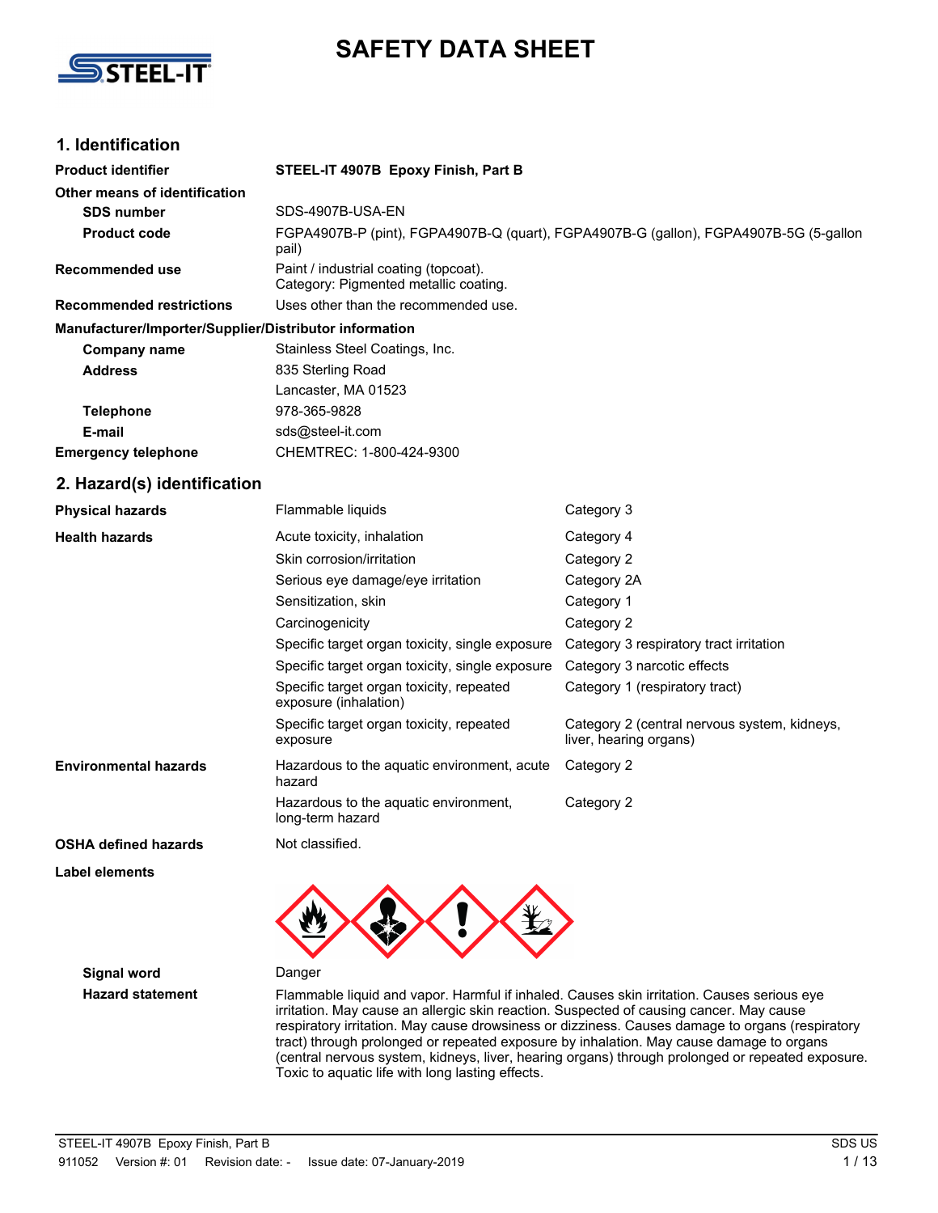# SAFETY DATA SHEET

## 1. Identification

| | |
|---|---|
| **Product identifier** | **STEEL-IT 4907B Epoxy Finish, Part B** |
| **Other means of identification** | |
| **SDS number** | SDS-4907B-USA-EN |
| **Product code** | FGPA4907B-P (pint), FGPA4907B-Q (quart), FGPA4907B-G (gallon), FGPA4907B-5G (5-gallon pail) |
| **Recommended use** | Paint / industrial coating (topcoat). Category: Pigmented metallic coating. |
| **Recommended restrictions** | Uses other than the recommended use. |

**Manufacturer/Importer/Supplier/Distributor information**

| | |
|---|---|
| **Company name** | Stainless Steel Coatings, Inc. |
| **Address** | 835 Sterling Road<br>Lancaster, MA 01523 |
| **Telephone** | 978-365-9828 |
| **E-mail** | sds@steel-it.com |
| **Emergency telephone** | CHEMTREC: 1-800-424-9300 |

## 2. Hazard(s) identification

| | | |
|---|---|---|
| **Physical hazards** | Flammable liquids | Category 3 |
| **Health hazards** | Acute toxicity, inhalation | Category 4 |
| | Skin corrosion/irritation | Category 2 |
| | Serious eye damage/eye irritation | Category 2A |
| | Sensitization, skin | Category 1 |
| | Carcinogenicity | Category 2 |
| | Specific target organ toxicity, single exposure | Category 3 respiratory tract irritation |
| | Specific target organ toxicity, single exposure | Category 3 narcotic effects |
| | Specific target organ toxicity, repeated exposure (inhalation) | Category 1 (respiratory tract) |
| | Specific target organ toxicity, repeated exposure | Category 2 (central nervous system, kidneys, liver, hearing organs) |
| **Environmental hazards** | Hazardous to the aquatic environment, acute hazard | Category 2 |
| | Hazardous to the aquatic environment, long-term hazard | Category 2 |
| **OSHA defined hazards** | Not classified. | |

**Label elements**

**Signal word** Danger

**Hazard statement** Flammable liquid and vapor. Harmful if inhaled. Causes skin irritation. Causes serious eye irritation. May cause an allergic skin reaction. Suspected of causing cancer. May cause respiratory irritation. May cause drowsiness or dizziness. Causes damage to organs (respiratory tract) through prolonged or repeated exposure by inhalation. May cause damage to organs (central nervous system, kidneys, liver, hearing organs) through prolonged or repeated exposure. Toxic to aquatic life with long lasting effects.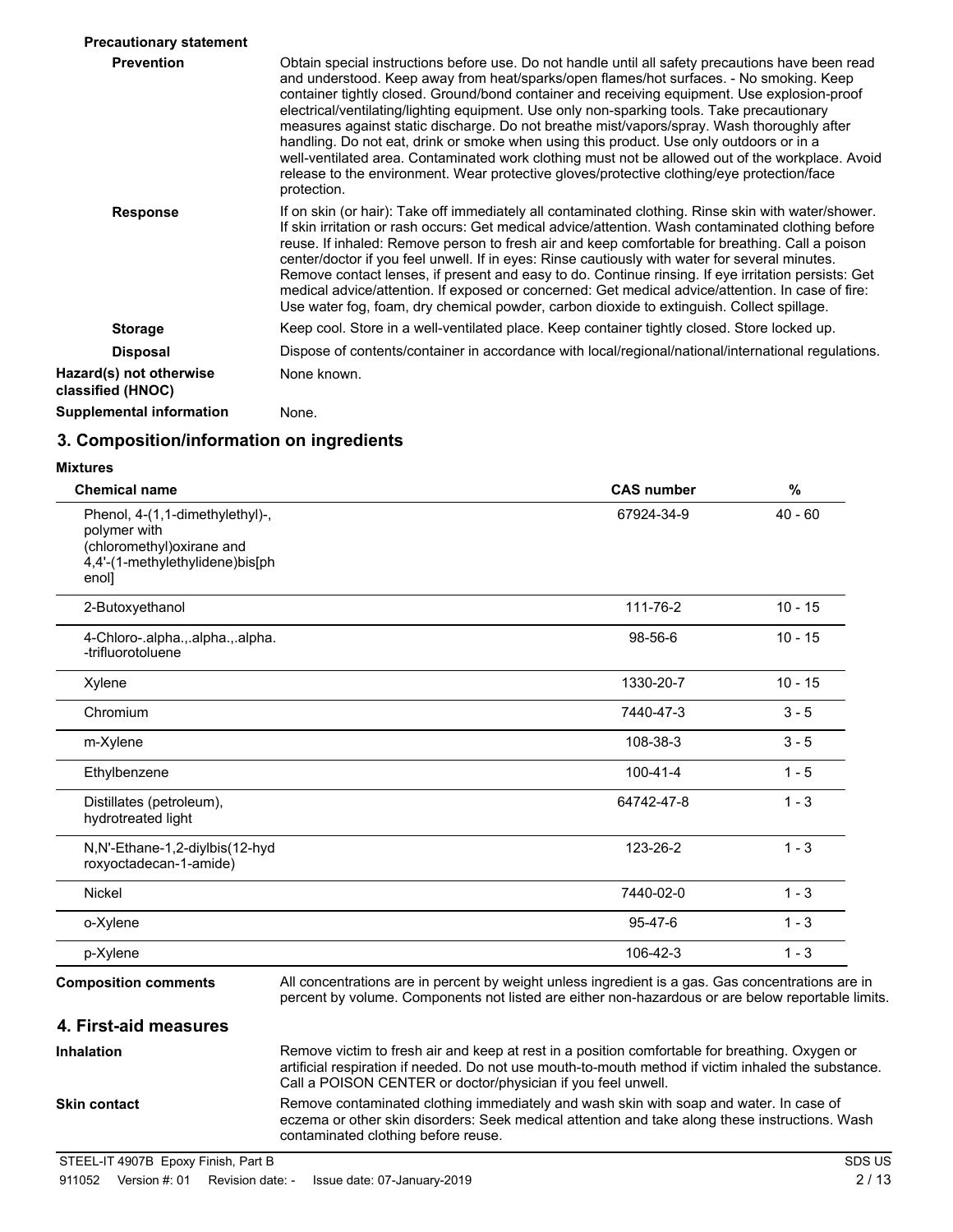**Precautionary statement**

**Prevention**

Obtain special instructions before use. Do not handle until all safety precautions have been read and understood. Keep away from heat/sparks/open flames/hot surfaces. - No smoking. Keep container tightly closed. Ground/bond container and receiving equipment. Use explosion-proof electrical/ventilating/lighting equipment. Use only non-sparking tools. Take precautionary measures against static discharge. Do not breathe mist/vapors/spray. Wash thoroughly after handling. Do not eat, drink or smoke when using this product. Use only outdoors or in a well-ventilated area. Contaminated work clothing must not be allowed out of the workplace. Avoid release to the environment. Wear protective gloves/protective clothing/eye protection/face protection.

**Response**

If on skin (or hair): Take off immediately all contaminated clothing. Rinse skin with water/shower. If skin irritation or rash occurs: Get medical advice/attention. Wash contaminated clothing before reuse. If inhaled: Remove person to fresh air and keep comfortable for breathing. Call a poison center/doctor if you feel unwell. If in eyes: Rinse cautiously with water for several minutes. Remove contact lenses, if present and easy to do. Continue rinsing. If eye irritation persists: Get medical advice/attention. If exposed or concerned: Get medical advice/attention. In case of fire: Use water fog, foam, dry chemical powder, carbon dioxide to extinguish. Collect spillage.

**Storage**

Keep cool. Store in a well-ventilated place. Keep container tightly closed. Store locked up.

**Disposal**

Dispose of contents/container in accordance with local/regional/national/international regulations.

**Hazard(s) not otherwise classified (HNOC)**

None known.

**Supplemental information**

None.

## 3. Composition/information on ingredients

**Mixtures**

| Chemical name | CAS number | % |
|---|---|---|
| Phenol, 4-(1,1-dimethylethyl)-, polymer with (chloromethyl)oxirane and 4,4'-(1-methylethylidene)bis[phenol] | 67924-34-9 | 40 - 60 |
| 2-Butoxyethanol | 111-76-2 | 10 - 15 |
| 4-Chloro-.alpha.,.alpha.,.alpha.-trifluorotoluene | 98-56-6 | 10 - 15 |
| Xylene | 1330-20-7 | 10 - 15 |
| Chromium | 7440-47-3 | 3 - 5 |
| m-Xylene | 108-38-3 | 3 - 5 |
| Ethylbenzene | 100-41-4 | 1 - 5 |
| Distillates (petroleum), hydrotreated light | 64742-47-8 | 1 - 3 |
| N,N'-Ethane-1,2-diylbis(12-hydroxyoctadecan-1-amide) | 123-26-2 | 1 - 3 |
| Nickel | 7440-02-0 | 1 - 3 |
| o-Xylene | 95-47-6 | 1 - 3 |
| p-Xylene | 106-42-3 | 1 - 3 |

**Composition comments**

All concentrations are in percent by weight unless ingredient is a gas. Gas concentrations are in percent by volume. Components not listed are either non-hazardous or are below reportable limits.

## 4. First-aid measures

**Inhalation**

Remove victim to fresh air and keep at rest in a position comfortable for breathing. Oxygen or artificial respiration if needed. Do not use mouth-to-mouth method if victim inhaled the substance. Call a POISON CENTER or doctor/physician if you feel unwell.

**Skin contact**

Remove contaminated clothing immediately and wash skin with soap and water. In case of eczema or other skin disorders: Seek medical attention and take along these instructions. Wash contaminated clothing before reuse.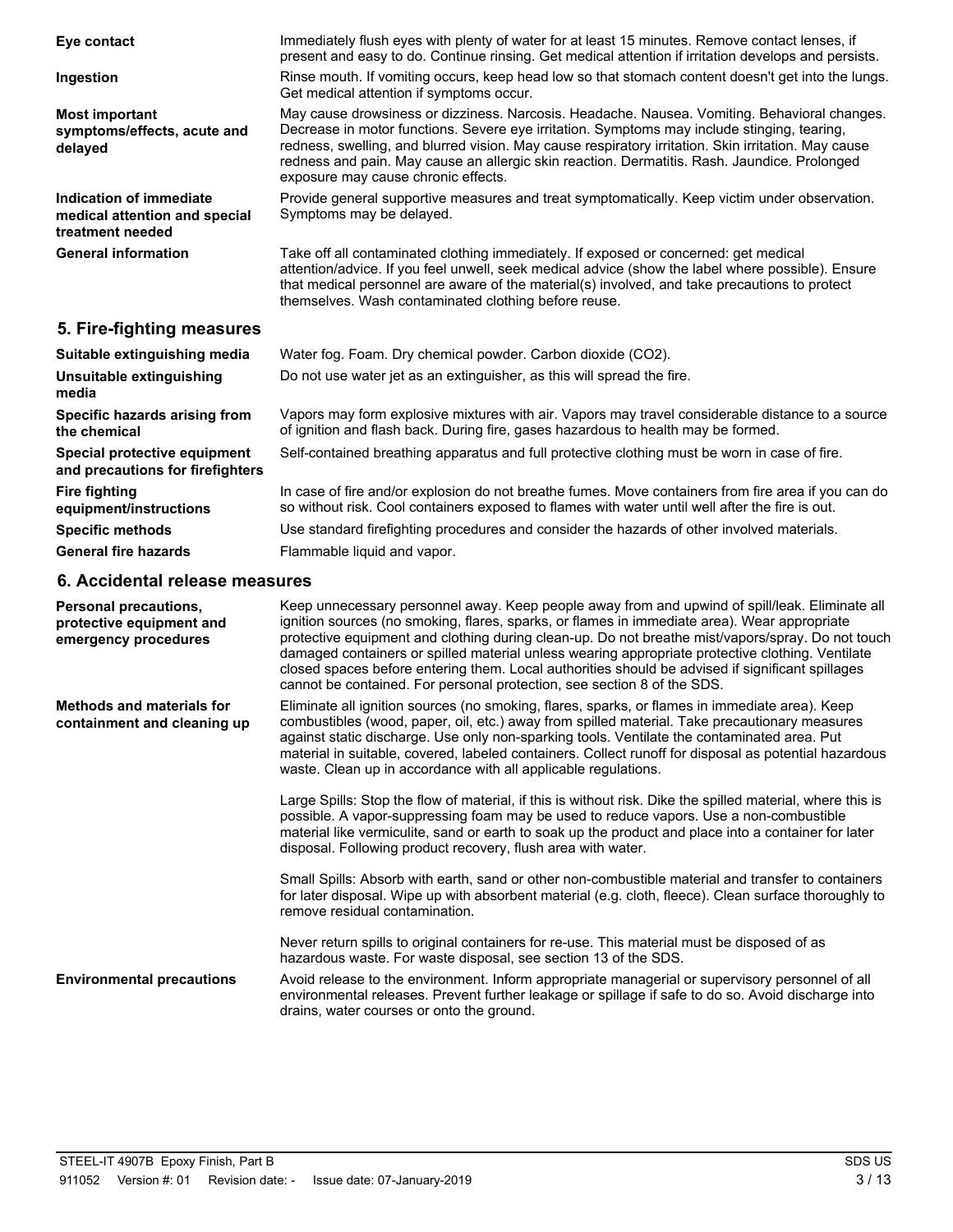**Eye contact**
Immediately flush eyes with plenty of water for at least 15 minutes. Remove contact lenses, if present and easy to do. Continue rinsing. Get medical attention if irritation develops and persists.

**Ingestion**
Rinse mouth. If vomiting occurs, keep head low so that stomach content doesn't get into the lungs. Get medical attention if symptoms occur.

**Most important symptoms/effects, acute and delayed**
May cause drowsiness or dizziness. Narcosis. Headache. Nausea. Vomiting. Behavioral changes. Decrease in motor functions. Severe eye irritation. Symptoms may include stinging, tearing, redness, swelling, and blurred vision. May cause respiratory irritation. Skin irritation. May cause redness and pain. May cause an allergic skin reaction. Dermatitis. Rash. Jaundice. Prolonged exposure may cause chronic effects.

**Indication of immediate medical attention and special treatment needed**
Provide general supportive measures and treat symptomatically. Keep victim under observation. Symptoms may be delayed.

**General information**
Take off all contaminated clothing immediately. If exposed or concerned: get medical attention/advice. If you feel unwell, seek medical advice (show the label where possible). Ensure that medical personnel are aware of the material(s) involved, and take precautions to protect themselves. Wash contaminated clothing before reuse.

## 5. Fire-fighting measures

**Suitable extinguishing media**
Water fog. Foam. Dry chemical powder. Carbon dioxide ($CO_2$).

**Unsuitable extinguishing media**
Do not use water jet as an extinguisher, as this will spread the fire.

**Specific hazards arising from the chemical**
Vapors may form explosive mixtures with air. Vapors may travel considerable distance to a source of ignition and flash back. During fire, gases hazardous to health may be formed.

**Special protective equipment and precautions for firefighters**
Self-contained breathing apparatus and full protective clothing must be worn in case of fire.

**Fire fighting equipment/instructions**
In case of fire and/or explosion do not breathe fumes. Move containers from fire area if you can do so without risk. Cool containers exposed to flames with water until well after the fire is out.

**Specific methods**
Use standard firefighting procedures and consider the hazards of other involved materials.

**General fire hazards**
Flammable liquid and vapor.

## 6. Accidental release measures

**Personal precautions, protective equipment and emergency procedures**
Keep unnecessary personnel away. Keep people away from and upwind of spill/leak. Eliminate all ignition sources (no smoking, flares, sparks, or flames in immediate area). Wear appropriate protective equipment and clothing during clean-up. Do not breathe mist/vapors/spray. Do not touch damaged containers or spilled material unless wearing appropriate protective clothing. Ventilate closed spaces before entering them. Local authorities should be advised if significant spillages cannot be contained. For personal protection, see section 8 of the SDS.

**Methods and materials for containment and cleaning up**
Eliminate all ignition sources (no smoking, flares, sparks, or flames in immediate area). Keep combustibles (wood, paper, oil, etc.) away from spilled material. Take precautionary measures against static discharge. Use only non-sparking tools. Ventilate the contaminated area. Put material in suitable, covered, labeled containers. Collect runoff for disposal as potential hazardous waste. Clean up in accordance with all applicable regulations.

Large Spills: Stop the flow of material, if this is without risk. Dike the spilled material, where this is possible. A vapor-suppressing foam may be used to reduce vapors. Use a non-combustible material like vermiculite, sand or earth to soak up the product and place into a container for later disposal. Following product recovery, flush area with water.

Small Spills: Absorb with earth, sand or other non-combustible material and transfer to containers for later disposal. Wipe up with absorbent material (e.g. cloth, fleece). Clean surface thoroughly to remove residual contamination.

Never return spills to original containers for re-use. This material must be disposed of as hazardous waste. For waste disposal, see section 13 of the SDS.

**Environmental precautions**
Avoid release to the environment. Inform appropriate managerial or supervisory personnel of all environmental releases. Prevent further leakage or spillage if safe to do so. Avoid discharge into drains, water courses or onto the ground.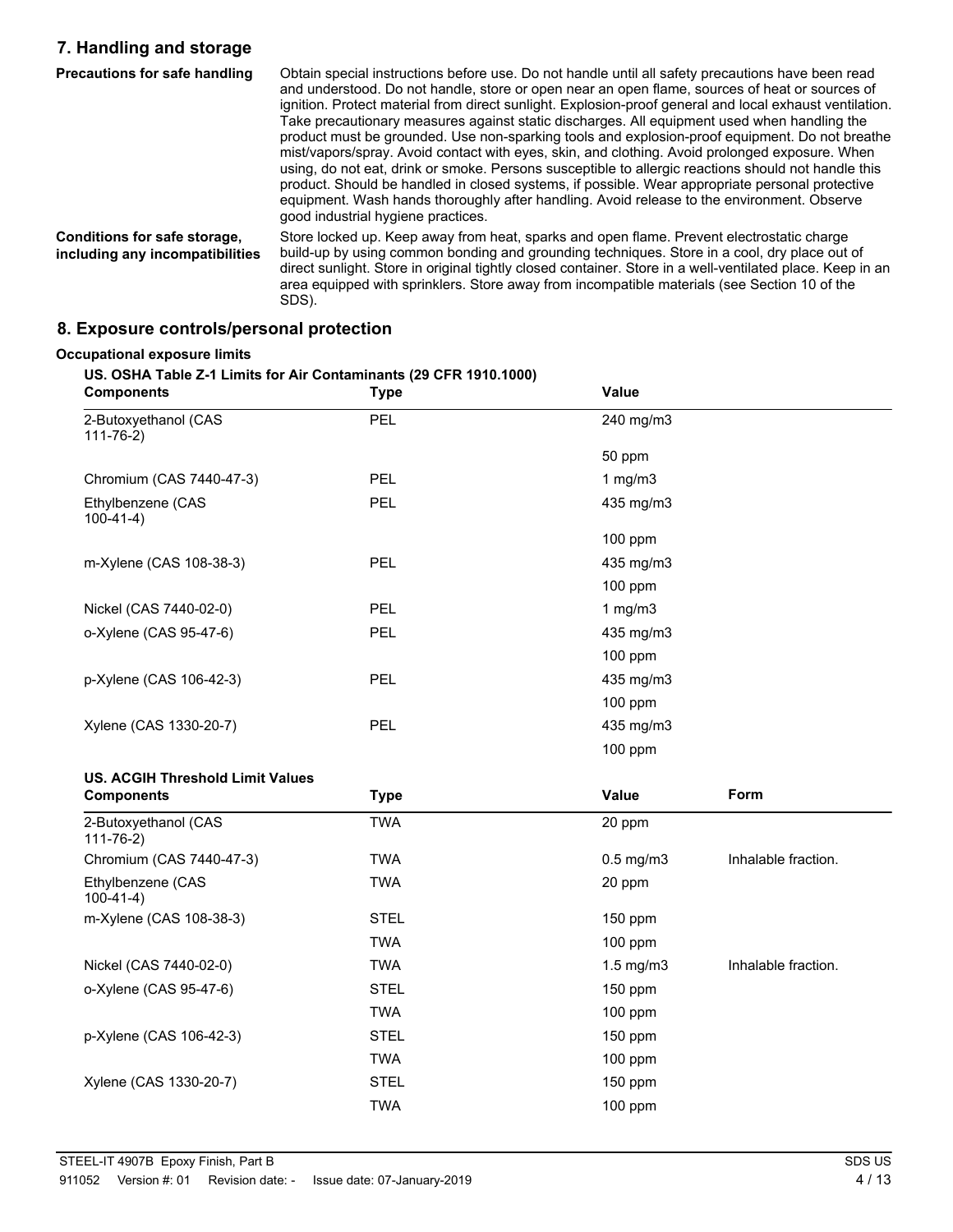## 7. Handling and storage

**Precautions for safe handling**

Obtain special instructions before use. Do not handle until all safety precautions have been read and understood. Do not handle, store or open near an open flame, sources of heat or sources of ignition. Protect material from direct sunlight. Explosion-proof general and local exhaust ventilation. Take precautionary measures against static discharges. All equipment used when handling the product must be grounded. Use non-sparking tools and explosion-proof equipment. Do not breathe mist/vapors/spray. Avoid contact with eyes, skin, and clothing. Avoid prolonged exposure. When using, do not eat, drink or smoke. Persons susceptible to allergic reactions should not handle this product. Should be handled in closed systems, if possible. Wear appropriate personal protective equipment. Wash hands thoroughly after handling. Avoid release to the environment. Observe good industrial hygiene practices.

**Conditions for safe storage, including any incompatibilities**

Store locked up. Keep away from heat, sparks and open flame. Prevent electrostatic charge build-up by using common bonding and grounding techniques. Store in a cool, dry place out of direct sunlight. Store in original tightly closed container. Store in a well-ventilated place. Keep in an area equipped with sprinklers. Store away from incompatible materials (see Section 10 of the SDS).

## 8. Exposure controls/personal protection

**Occupational exposure limits**

**US. OSHA Table Z-1 Limits for Air Contaminants (29 CFR 1910.1000)**

| Components | Type | Value |
|---|---|---|
| 2-Butoxyethanol (CAS 111-76-2) | PEL | 240 mg/m3 |
| | | 50 ppm |
| Chromium (CAS 7440-47-3) | PEL | 1 mg/m3 |
| Ethylbenzene (CAS 100-41-4) | PEL | 435 mg/m3 |
| | | 100 ppm |
| m-Xylene (CAS 108-38-3) | PEL | 435 mg/m3 |
| | | 100 ppm |
| Nickel (CAS 7440-02-0) | PEL | 1 mg/m3 |
| o-Xylene (CAS 95-47-6) | PEL | 435 mg/m3 |
| | | 100 ppm |
| p-Xylene (CAS 106-42-3) | PEL | 435 mg/m3 |
| | | 100 ppm |
| Xylene (CAS 1330-20-7) | PEL | 435 mg/m3 |
| | | 100 ppm |

**US. ACGIH Threshold Limit Values**

| Components | Type | Value | Form |
|---|---|---|---|
| 2-Butoxyethanol (CAS 111-76-2) | TWA | 20 ppm | |
| Chromium (CAS 7440-47-3) | TWA | 0.5 mg/m3 | Inhalable fraction. |
| Ethylbenzene (CAS 100-41-4) | TWA | 20 ppm | |
| m-Xylene (CAS 108-38-3) | STEL | 150 ppm | |
| | TWA | 100 ppm | |
| Nickel (CAS 7440-02-0) | TWA | 1.5 mg/m3 | Inhalable fraction. |
| o-Xylene (CAS 95-47-6) | STEL | 150 ppm | |
| | TWA | 100 ppm | |
| p-Xylene (CAS 106-42-3) | STEL | 150 ppm | |
| | TWA | 100 ppm | |
| Xylene (CAS 1330-20-7) | STEL | 150 ppm | |
| | TWA | 100 ppm | |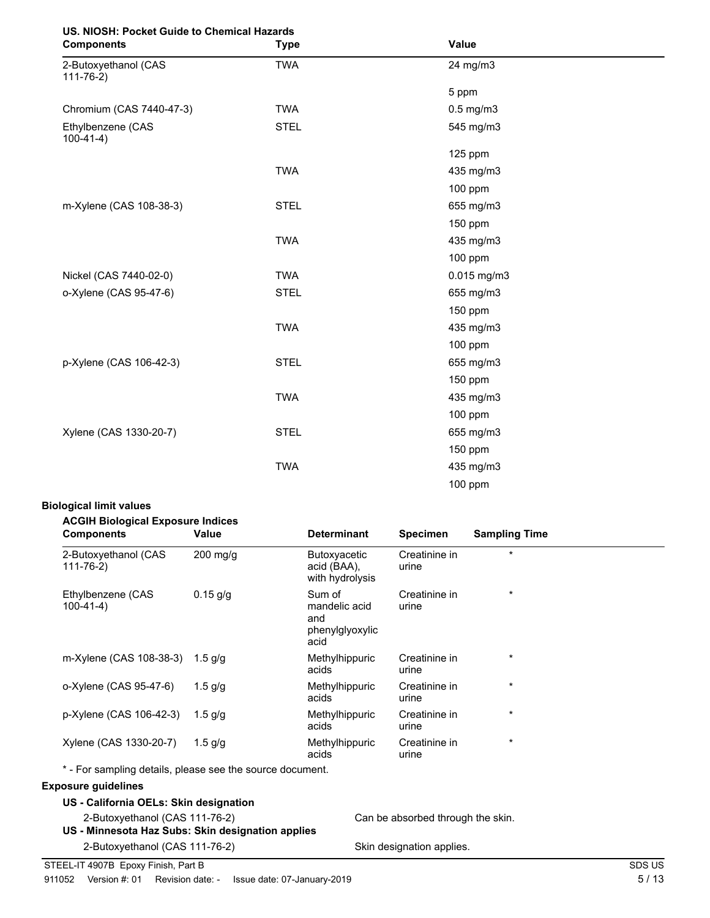**US. NIOSH: Pocket Guide to Chemical Hazards**

| Components | Type | Value |
|---|---|---|
| 2-Butoxyethanol (CAS 111-76-2) | TWA | 24 mg/m3 |
| | | 5 ppm |
| Chromium (CAS 7440-47-3) | TWA | 0.5 mg/m3 |
| Ethylbenzene (CAS 100-41-4) | STEL | 545 mg/m3 |
| | | 125 ppm |
| | TWA | 435 mg/m3 |
| | | 100 ppm |
| m-Xylene (CAS 108-38-3) | STEL | 655 mg/m3 |
| | | 150 ppm |
| | TWA | 435 mg/m3 |
| | | 100 ppm |
| Nickel (CAS 7440-02-0) | TWA | 0.015 mg/m3 |
| o-Xylene (CAS 95-47-6) | STEL | 655 mg/m3 |
| | | 150 ppm |
| | TWA | 435 mg/m3 |
| | | 100 ppm |
| p-Xylene (CAS 106-42-3) | STEL | 655 mg/m3 |
| | | 150 ppm |
| | TWA | 435 mg/m3 |
| | | 100 ppm |
| Xylene (CAS 1330-20-7) | STEL | 655 mg/m3 |
| | | 150 ppm |
| | TWA | 435 mg/m3 |
| | | 100 ppm |

**Biological limit values**

**ACGIH Biological Exposure Indices**

| Components | Value | Determinant | Specimen | Sampling Time |
|---|---|---|---|---|
| 2-Butoxyethanol (CAS 111-76-2) | 200 mg/g | Butoxyacetic acid (BAA), with hydrolysis | Creatinine in urine | * |
| Ethylbenzene (CAS 100-41-4) | 0.15 g/g | Sum of mandelic acid and phenylglyoxylic acid | Creatinine in urine | * |
| m-Xylene (CAS 108-38-3) | 1.5 g/g | Methylhippuric acids | Creatinine in urine | * |
| o-Xylene (CAS 95-47-6) | 1.5 g/g | Methylhippuric acids | Creatinine in urine | * |
| p-Xylene (CAS 106-42-3) | 1.5 g/g | Methylhippuric acids | Creatinine in urine | * |
| Xylene (CAS 1330-20-7) | 1.5 g/g | Methylhippuric acids | Creatinine in urine | * |

* - For sampling details, please see the source document.

**Exposure guidelines**

**US - California OELs: Skin designation**

2-Butoxyethanol (CAS 111-76-2) — Can be absorbed through the skin.

**US - Minnesota Haz Subs: Skin designation applies**

2-Butoxyethanol (CAS 111-76-2) — Skin designation applies.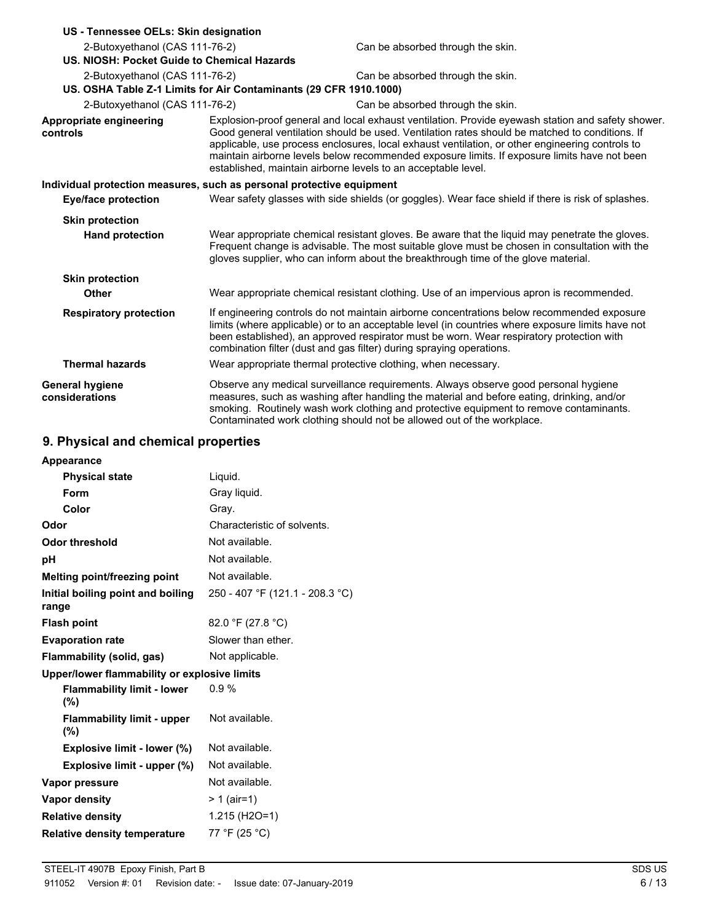**US - Tennessee OELs: Skin designation**

| | |
|---|---|
| 2-Butoxyethanol (CAS 111-76-2) | Can be absorbed through the skin. |

**US. NIOSH: Pocket Guide to Chemical Hazards**

| | |
|---|---|
| 2-Butoxyethanol (CAS 111-76-2) | Can be absorbed through the skin. |

**US. OSHA Table Z-1 Limits for Air Contaminants (29 CFR 1910.1000)**

| | |
|---|---|
| 2-Butoxyethanol (CAS 111-76-2) | Can be absorbed through the skin. |

**Appropriate engineering controls**

Explosion-proof general and local exhaust ventilation. Provide eyewash station and safety shower. Good general ventilation should be used. Ventilation rates should be matched to conditions. If applicable, use process enclosures, local exhaust ventilation, or other engineering controls to maintain airborne levels below recommended exposure limits. If exposure limits have not been established, maintain airborne levels to an acceptable level.

**Individual protection measures, such as personal protective equipment**

**Eye/face protection**

Wear safety glasses with side shields (or goggles). Wear face shield if there is risk of splashes.

**Skin protection**

**Hand protection**

Wear appropriate chemical resistant gloves. Be aware that the liquid may penetrate the gloves. Frequent change is advisable. The most suitable glove must be chosen in consultation with the gloves supplier, who can inform about the breakthrough time of the glove material.

**Skin protection**

**Other**

Wear appropriate chemical resistant clothing. Use of an impervious apron is recommended.

**Respiratory protection**

If engineering controls do not maintain airborne concentrations below recommended exposure limits (where applicable) or to an acceptable level (in countries where exposure limits have not been established), an approved respirator must be worn. Wear respiratory protection with combination filter (dust and gas filter) during spraying operations.

**Thermal hazards**

Wear appropriate thermal protective clothing, when necessary.

**General hygiene considerations**

Observe any medical surveillance requirements. Always observe good personal hygiene measures, such as washing after handling the material and before eating, drinking, and/or smoking. Routinely wash work clothing and protective equipment to remove contaminants. Contaminated work clothing should not be allowed out of the workplace.

## 9. Physical and chemical properties

| Property | Value |
|---|---|
| **Appearance** | |
| **Physical state** | Liquid. |
| **Form** | Gray liquid. |
| **Color** | Gray. |
| **Odor** | Characteristic of solvents. |
| **Odor threshold** | Not available. |
| **pH** | Not available. |
| **Melting point/freezing point** | Not available. |
| **Initial boiling point and boiling range** | 250 - 407 °F (121.1 - 208.3 °C) |
| **Flash point** | 82.0 °F (27.8 °C) |
| **Evaporation rate** | Slower than ether. |
| **Flammability (solid, gas)** | Not applicable. |
| **Upper/lower flammability or explosive limits** | |
| **Flammability limit - lower (%)** | 0.9 % |
| **Flammability limit - upper (%)** | Not available. |
| **Explosive limit - lower (%)** | Not available. |
| **Explosive limit - upper (%)** | Not available. |
| **Vapor pressure** | Not available. |
| **Vapor density** | > 1 (air=1) |
| **Relative density** | 1.215 ($H_2O$=1) |
| **Relative density temperature** | 77 °F (25 °C) |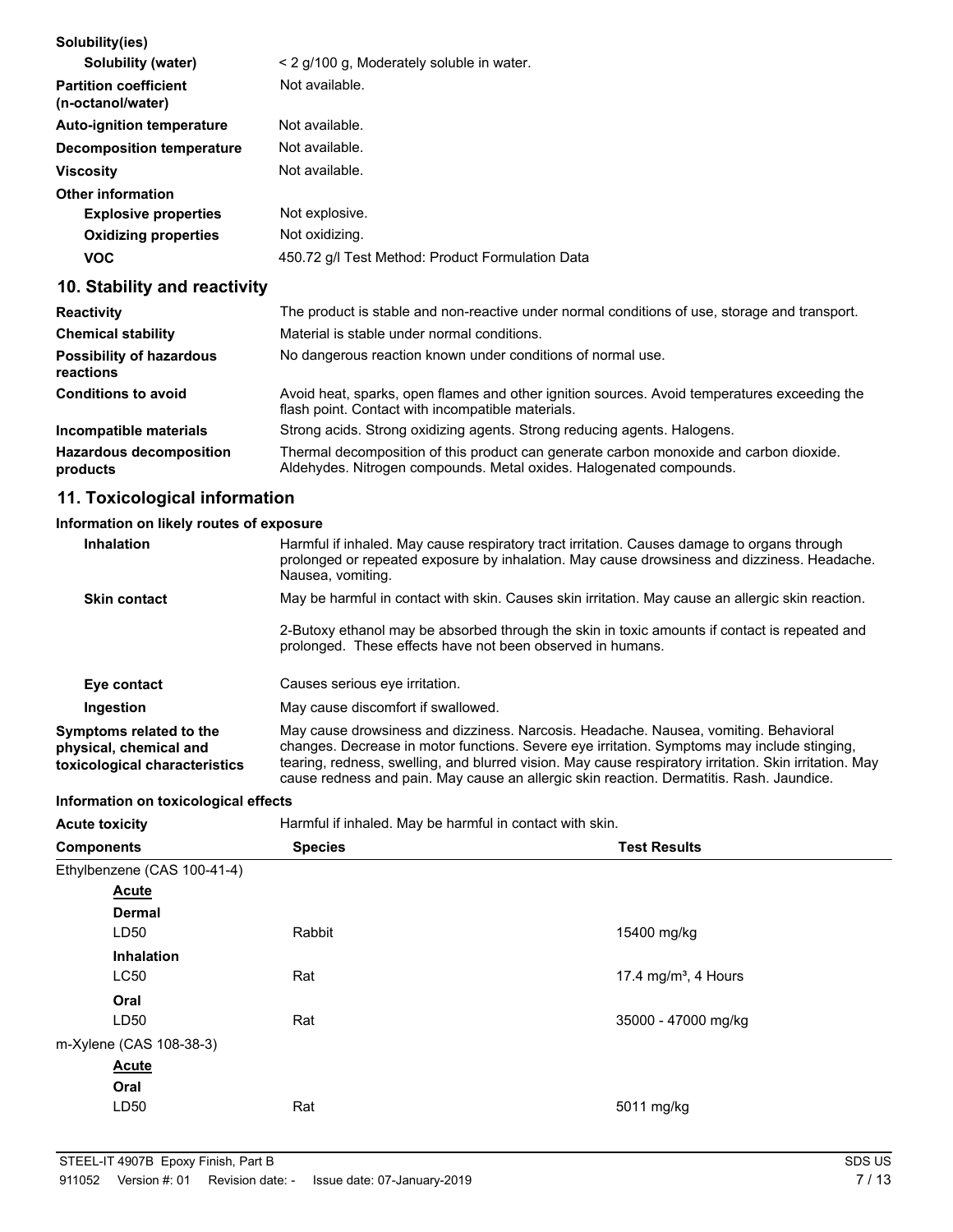**Solubility(ies)**

| | |
|---|---|
| **Solubility (water)** | < 2 g/100 g, Moderately soluble in water. |
| **Partition coefficient (n-octanol/water)** | Not available. |
| **Auto-ignition temperature** | Not available. |
| **Decomposition temperature** | Not available. |
| **Viscosity** | Not available. |

**Other information**

| | |
|---|---|
| **Explosive properties** | Not explosive. |
| **Oxidizing properties** | Not oxidizing. |
| **VOC** | 450.72 g/l Test Method: Product Formulation Data |

## 10. Stability and reactivity

| | |
|---|---|
| **Reactivity** | The product is stable and non-reactive under normal conditions of use, storage and transport. |
| **Chemical stability** | Material is stable under normal conditions. |
| **Possibility of hazardous reactions** | No dangerous reaction known under conditions of normal use. |
| **Conditions to avoid** | Avoid heat, sparks, open flames and other ignition sources. Avoid temperatures exceeding the flash point. Contact with incompatible materials. |
| **Incompatible materials** | Strong acids. Strong oxidizing agents. Strong reducing agents. Halogens. |
| **Hazardous decomposition products** | Thermal decomposition of this product can generate carbon monoxide and carbon dioxide. Aldehydes. Nitrogen compounds. Metal oxides. Halogenated compounds. |

## 11. Toxicological information

**Information on likely routes of exposure**

| | |
|---|---|
| **Inhalation** | Harmful if inhaled. May cause respiratory tract irritation. Causes damage to organs through prolonged or repeated exposure by inhalation. May cause drowsiness and dizziness. Headache. Nausea, vomiting. |
| **Skin contact** | May be harmful in contact with skin. Causes skin irritation. May cause an allergic skin reaction. 2-Butoxy ethanol may be absorbed through the skin in toxic amounts if contact is repeated and prolonged. These effects have not been observed in humans. |
| **Eye contact** | Causes serious eye irritation. |
| **Ingestion** | May cause discomfort if swallowed. |
| **Symptoms related to the physical, chemical and toxicological characteristics** | May cause drowsiness and dizziness. Narcosis. Headache. Nausea, vomiting. Behavioral changes. Decrease in motor functions. Severe eye irritation. Symptoms may include stinging, tearing, redness, swelling, and blurred vision. May cause respiratory irritation. Skin irritation. May cause redness and pain. May cause an allergic skin reaction. Dermatitis. Rash. Jaundice. |

**Information on toxicological effects**

**Acute toxicity** Harmful if inhaled. May be harmful in contact with skin.

| Components | Species | Test Results |
|---|---|---|
| Ethylbenzene (CAS 100-41-4) | | |
| **Acute** | | |
| **Dermal** | | |
| LD50 | Rabbit | 15400 mg/kg |
| **Inhalation** | | |
| LC50 | Rat | 17.4 mg/m³, 4 Hours |
| **Oral** | | |
| LD50 | Rat | 35000 - 47000 mg/kg |
| m-Xylene (CAS 108-38-3) | | |
| **Acute** | | |
| **Oral** | | |
| LD50 | Rat | 5011 mg/kg |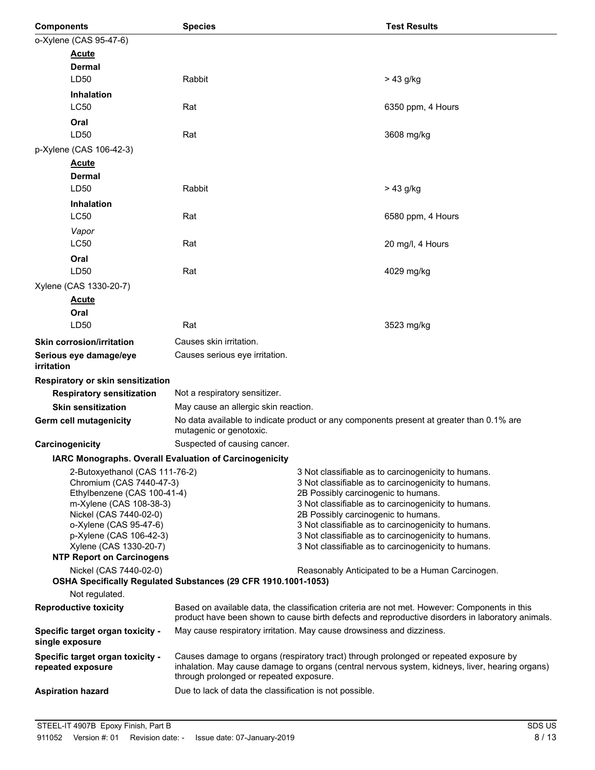| Components | Species | Test Results |
| --- | --- | --- |
| o-Xylene (CAS 95-47-6) | | |
| **Acute** | | |
| **Dermal** | | |
| LD50 | Rabbit | > 43 g/kg |
| **Inhalation** | | |
| LC50 | Rat | 6350 ppm, 4 Hours |
| **Oral** | | |
| LD50 | Rat | 3608 mg/kg |
| p-Xylene (CAS 106-42-3) | | |
| **Acute** | | |
| **Dermal** | | |
| LD50 | Rabbit | > 43 g/kg |
| **Inhalation** | | |
| LC50 | Rat | 6580 ppm, 4 Hours |
| *Vapor* | | |
| LC50 | Rat | 20 mg/l, 4 Hours |
| **Oral** | | |
| LD50 | Rat | 4029 mg/kg |
| Xylene (CAS 1330-20-7) | | |
| **Acute** | | |
| **Oral** | | |
| LD50 | Rat | 3523 mg/kg |

**Skin corrosion/irritation** Causes skin irritation.

**Serious eye damage/eye irritation** Causes serious eye irritation.

**Respiratory or skin sensitization**

**Respiratory sensitization** Not a respiratory sensitizer.

**Skin sensitization** May cause an allergic skin reaction.

**Germ cell mutagenicity** No data available to indicate product or any components present at greater than 0.1% are mutagenic or genotoxic.

**Carcinogenicity** Suspected of causing cancer.

**IARC Monographs. Overall Evaluation of Carcinogenicity**

| | |
| --- | --- |
| 2-Butoxyethanol (CAS 111-76-2) | 3 Not classifiable as to carcinogenicity to humans. |
| Chromium (CAS 7440-47-3) | 3 Not classifiable as to carcinogenicity to humans. |
| Ethylbenzene (CAS 100-41-4) | 2B Possibly carcinogenic to humans. |
| m-Xylene (CAS 108-38-3) | 3 Not classifiable as to carcinogenicity to humans. |
| Nickel (CAS 7440-02-0) | 2B Possibly carcinogenic to humans. |
| o-Xylene (CAS 95-47-6) | 3 Not classifiable as to carcinogenicity to humans. |
| p-Xylene (CAS 106-42-3) | 3 Not classifiable as to carcinogenicity to humans. |
| Xylene (CAS 1330-20-7) | 3 Not classifiable as to carcinogenicity to humans. |

**NTP Report on Carcinogens**

| | |
| --- | --- |
| Nickel (CAS 7440-02-0) | Reasonably Anticipated to be a Human Carcinogen. |

**OSHA Specifically Regulated Substances (29 CFR 1910.1001-1053)**

Not regulated.

**Reproductive toxicity** Based on available data, the classification criteria are not met. However: Components in this product have been shown to cause birth defects and reproductive disorders in laboratory animals.

**Specific target organ toxicity - single exposure** May cause respiratory irritation. May cause drowsiness and dizziness.

**Specific target organ toxicity - repeated exposure** Causes damage to organs (respiratory tract) through prolonged or repeated exposure by inhalation. May cause damage to organs (central nervous system, kidneys, liver, hearing organs) through prolonged or repeated exposure.

**Aspiration hazard** Due to lack of data the classification is not possible.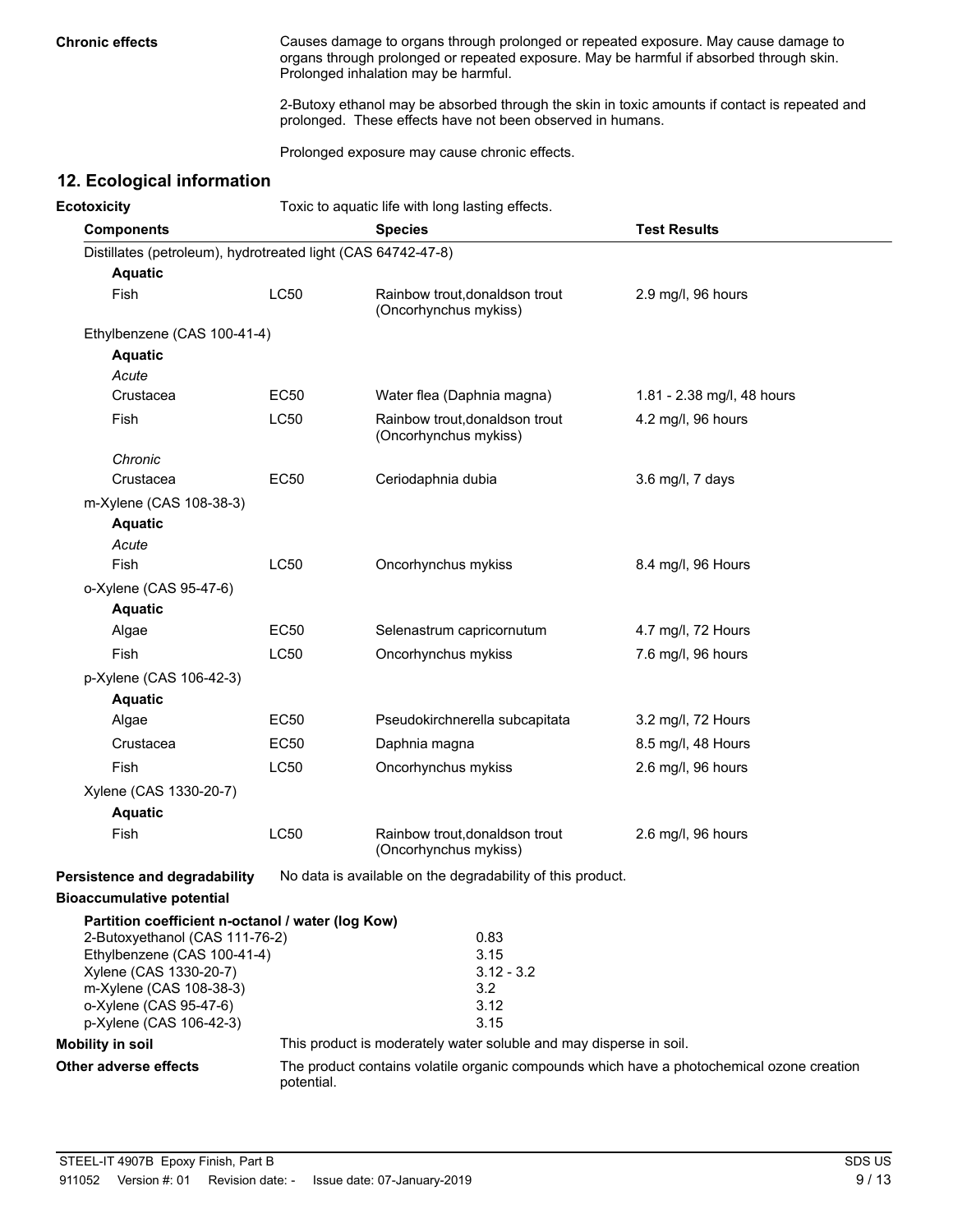**Chronic effects**

Causes damage to organs through prolonged or repeated exposure. May cause damage to organs through prolonged or repeated exposure. May be harmful if absorbed through skin. Prolonged inhalation may be harmful.

2-Butoxy ethanol may be absorbed through the skin in toxic amounts if contact is repeated and prolonged. These effects have not been observed in humans.

Prolonged exposure may cause chronic effects.

## 12. Ecological information

**Ecotoxicity** Toxic to aquatic life with long lasting effects.

| Components | | Species | Test Results |
|---|---|---|---|
| Distillates (petroleum), hydrotreated light (CAS 64742-47-8) | | | |
| **Aquatic** | | | |
| Fish | LC50 | Rainbow trout,donaldson trout (Oncorhynchus mykiss) | 2.9 mg/l, 96 hours |
| Ethylbenzene (CAS 100-41-4) | | | |
| **Aquatic** | | | |
| *Acute* | | | |
| Crustacea | EC50 | Water flea (Daphnia magna) | 1.81 - 2.38 mg/l, 48 hours |
| Fish | LC50 | Rainbow trout,donaldson trout (Oncorhynchus mykiss) | 4.2 mg/l, 96 hours |
| *Chronic* | | | |
| Crustacea | EC50 | Ceriodaphnia dubia | 3.6 mg/l, 7 days |
| m-Xylene (CAS 108-38-3) | | | |
| **Aquatic** | | | |
| *Acute* | | | |
| Fish | LC50 | Oncorhynchus mykiss | 8.4 mg/l, 96 Hours |
| o-Xylene (CAS 95-47-6) | | | |
| **Aquatic** | | | |
| Algae | EC50 | Selenastrum capricornutum | 4.7 mg/l, 72 Hours |
| Fish | LC50 | Oncorhynchus mykiss | 7.6 mg/l, 96 hours |
| p-Xylene (CAS 106-42-3) | | | |
| **Aquatic** | | | |
| Algae | EC50 | Pseudokirchnerella subcapitata | 3.2 mg/l, 72 Hours |
| Crustacea | EC50 | Daphnia magna | 8.5 mg/l, 48 Hours |
| Fish | LC50 | Oncorhynchus mykiss | 2.6 mg/l, 96 hours |
| Xylene (CAS 1330-20-7) | | | |
| **Aquatic** | | | |
| Fish | LC50 | Rainbow trout,donaldson trout (Oncorhynchus mykiss) | 2.6 mg/l, 96 hours |

**Persistence and degradability** No data is available on the degradability of this product.

**Bioaccumulative potential**

**Partition coefficient n-octanol / water (log Kow)**

| | |
|---|---|
| 2-Butoxyethanol (CAS 111-76-2) | 0.83 |
| Ethylbenzene (CAS 100-41-4) | 3.15 |
| Xylene (CAS 1330-20-7) | 3.12 - 3.2 |
| m-Xylene (CAS 108-38-3) | 3.2 |
| o-Xylene (CAS 95-47-6) | 3.12 |
| p-Xylene (CAS 106-42-3) | 3.15 |

**Mobility in soil** This product is moderately water soluble and may disperse in soil.

**Other adverse effects** The product contains volatile organic compounds which have a photochemical ozone creation potential.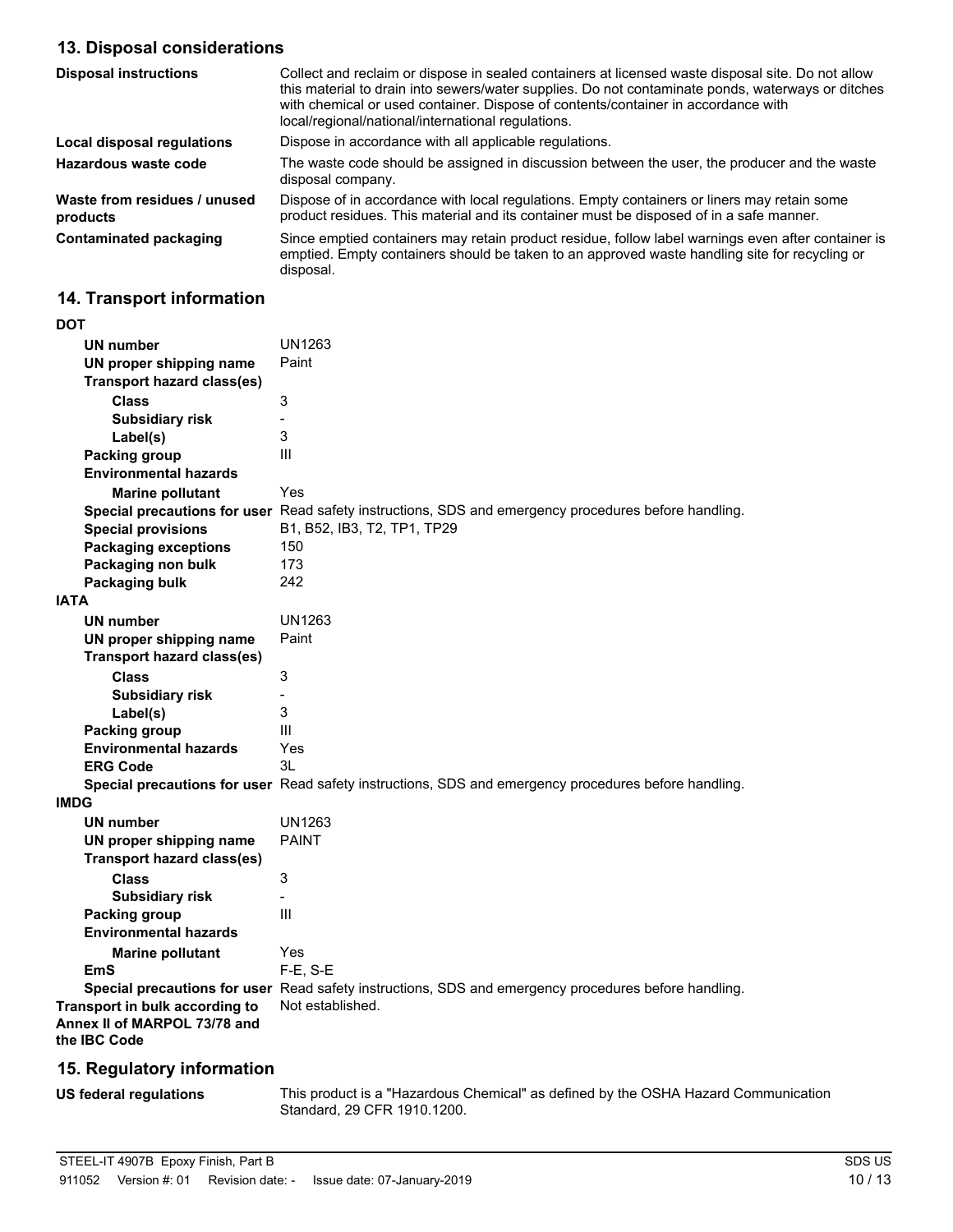## 13. Disposal considerations

| | |
|---|---|
| **Disposal instructions** | Collect and reclaim or dispose in sealed containers at licensed waste disposal site. Do not allow this material to drain into sewers/water supplies. Do not contaminate ponds, waterways or ditches with chemical or used container. Dispose of contents/container in accordance with local/regional/national/international regulations. |
| **Local disposal regulations** | Dispose in accordance with all applicable regulations. |
| **Hazardous waste code** | The waste code should be assigned in discussion between the user, the producer and the waste disposal company. |
| **Waste from residues / unused products** | Dispose of in accordance with local regulations. Empty containers or liners may retain some product residues. This material and its container must be disposed of in a safe manner. |
| **Contaminated packaging** | Since emptied containers may retain product residue, follow label warnings even after container is emptied. Empty containers should be taken to an approved waste handling site for recycling or disposal. |

## 14. Transport information

**DOT**

| | |
|---|---|
| **UN number** | UN1263 |
| **UN proper shipping name** | Paint |
| **Transport hazard class(es)** | |
| **Class** | 3 |
| **Subsidiary risk** | - |
| **Label(s)** | 3 |
| **Packing group** | III |
| **Environmental hazards** | |
| **Marine pollutant** | Yes |
| **Special precautions for user** | Read safety instructions, SDS and emergency procedures before handling. |
| **Special provisions** | B1, B52, IB3, T2, TP1, TP29 |
| **Packaging exceptions** | 150 |
| **Packaging non bulk** | 173 |
| **Packaging bulk** | 242 |

**IATA**

| | |
|---|---|
| **UN number** | UN1263 |
| **UN proper shipping name** | Paint |
| **Transport hazard class(es)** | |
| **Class** | 3 |
| **Subsidiary risk** | - |
| **Label(s)** | 3 |
| **Packing group** | III |
| **Environmental hazards** | Yes |
| **ERG Code** | 3L |
| **Special precautions for user** | Read safety instructions, SDS and emergency procedures before handling. |

**IMDG**

| | |
|---|---|
| **UN number** | UN1263 |
| **UN proper shipping name** | PAINT |
| **Transport hazard class(es)** | |
| **Class** | 3 |
| **Subsidiary risk** | - |
| **Packing group** | III |
| **Environmental hazards** | |
| **Marine pollutant** | Yes |
| **EmS** | F-E, S-E |
| **Special precautions for user** | Read safety instructions, SDS and emergency procedures before handling. |

| | |
|---|---|
| **Transport in bulk according to Annex II of MARPOL 73/78 and the IBC Code** | Not established. |

## 15. Regulatory information

| | |
|---|---|
| **US federal regulations** | This product is a "Hazardous Chemical" as defined by the OSHA Hazard Communication Standard, 29 CFR 1910.1200. |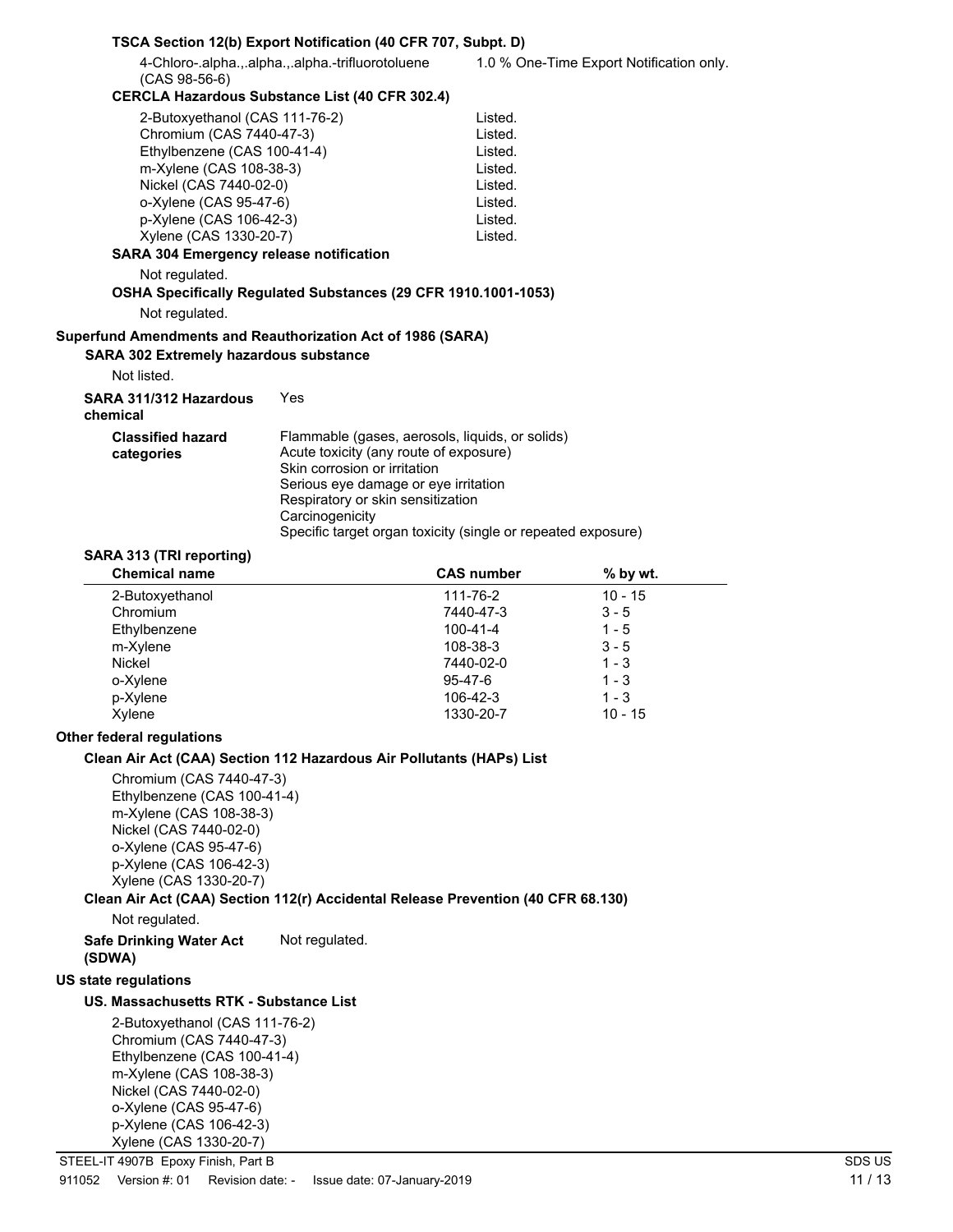**TSCA Section 12(b) Export Notification (40 CFR 707, Subpt. D)**

| | |
|---|---|
| 4-Chloro-.alpha.,.alpha.,.alpha.-trifluorotoluene (CAS 98-56-6) | 1.0 % One-Time Export Notification only. |

**CERCLA Hazardous Substance List (40 CFR 302.4)**

| | |
|---|---|
| 2-Butoxyethanol (CAS 111-76-2) | Listed. |
| Chromium (CAS 7440-47-3) | Listed. |
| Ethylbenzene (CAS 100-41-4) | Listed. |
| m-Xylene (CAS 108-38-3) | Listed. |
| Nickel (CAS 7440-02-0) | Listed. |
| o-Xylene (CAS 95-47-6) | Listed. |
| p-Xylene (CAS 106-42-3) | Listed. |
| Xylene (CAS 1330-20-7) | Listed. |

**SARA 304 Emergency release notification**

Not regulated.

**OSHA Specifically Regulated Substances (29 CFR 1910.1001-1053)**

Not regulated.

**Superfund Amendments and Reauthorization Act of 1986 (SARA)**

**SARA 302 Extremely hazardous substance**

Not listed.

**SARA 311/312 Hazardous chemical** Yes

**Classified hazard categories**
Flammable (gases, aerosols, liquids, or solids)
Acute toxicity (any route of exposure)
Skin corrosion or irritation
Serious eye damage or eye irritation
Respiratory or skin sensitization
Carcinogenicity
Specific target organ toxicity (single or repeated exposure)

**SARA 313 (TRI reporting)**

| Chemical name | CAS number | % by wt. |
|---|---|---|
| 2-Butoxyethanol | 111-76-2 | 10 - 15 |
| Chromium | 7440-47-3 | 3 - 5 |
| Ethylbenzene | 100-41-4 | 1 - 5 |
| m-Xylene | 108-38-3 | 3 - 5 |
| Nickel | 7440-02-0 | 1 - 3 |
| o-Xylene | 95-47-6 | 1 - 3 |
| p-Xylene | 106-42-3 | 1 - 3 |
| Xylene | 1330-20-7 | 10 - 15 |

**Other federal regulations**

**Clean Air Act (CAA) Section 112 Hazardous Air Pollutants (HAPs) List**

Chromium (CAS 7440-47-3)
Ethylbenzene (CAS 100-41-4)
m-Xylene (CAS 108-38-3)
Nickel (CAS 7440-02-0)
o-Xylene (CAS 95-47-6)
p-Xylene (CAS 106-42-3)
Xylene (CAS 1330-20-7)

**Clean Air Act (CAA) Section 112(r) Accidental Release Prevention (40 CFR 68.130)**

Not regulated.

**Safe Drinking Water Act (SDWA)** Not regulated.

**US state regulations**

**US. Massachusetts RTK - Substance List**

2-Butoxyethanol (CAS 111-76-2)
Chromium (CAS 7440-47-3)
Ethylbenzene (CAS 100-41-4)
m-Xylene (CAS 108-38-3)
Nickel (CAS 7440-02-0)
o-Xylene (CAS 95-47-6)
p-Xylene (CAS 106-42-3)
Xylene (CAS 1330-20-7)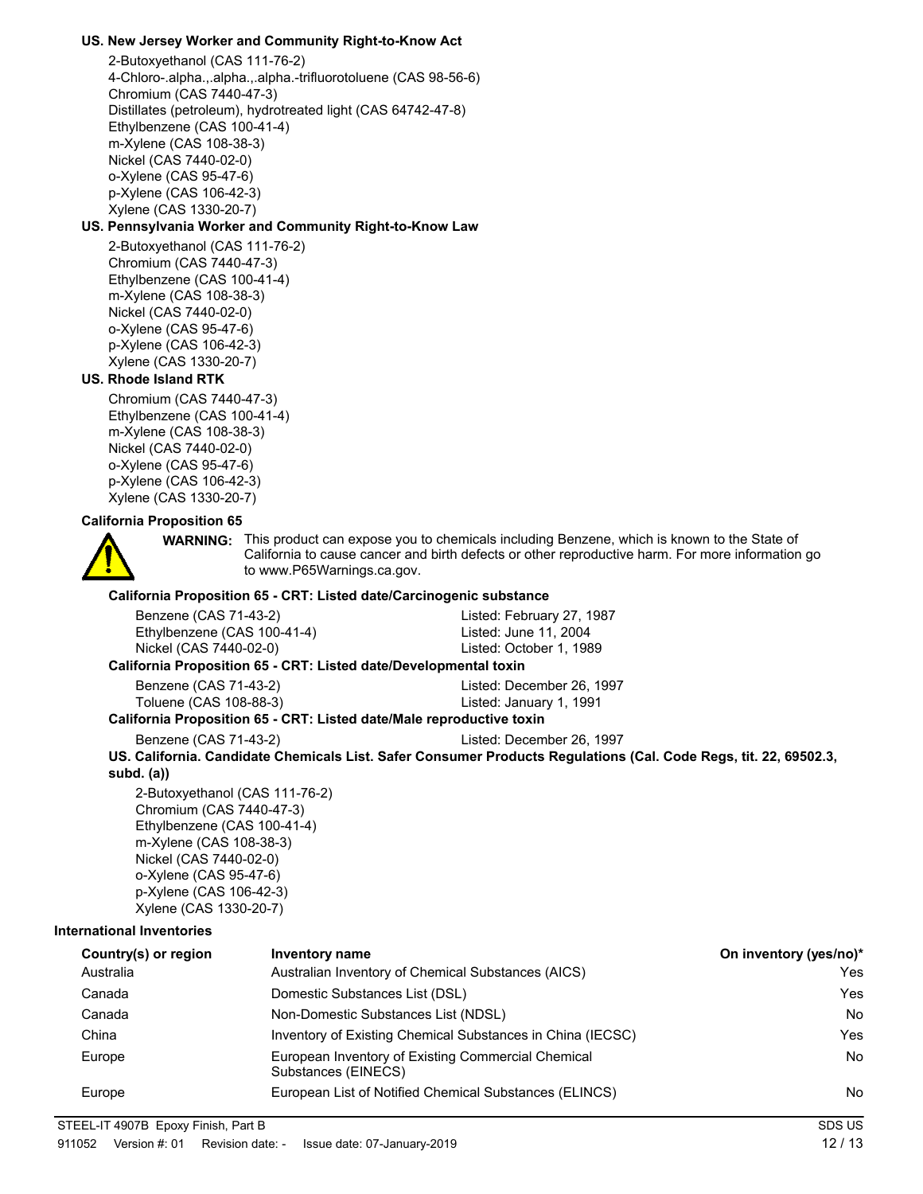**US. New Jersey Worker and Community Right-to-Know Act**

2-Butoxyethanol (CAS 111-76-2)
4-Chloro-.alpha.,.alpha.,.alpha.-trifluorotoluene (CAS 98-56-6)
Chromium (CAS 7440-47-3)
Distillates (petroleum), hydrotreated light (CAS 64742-47-8)
Ethylbenzene (CAS 100-41-4)
m-Xylene (CAS 108-38-3)
Nickel (CAS 7440-02-0)
o-Xylene (CAS 95-47-6)
p-Xylene (CAS 106-42-3)
Xylene (CAS 1330-20-7)

**US. Pennsylvania Worker and Community Right-to-Know Law**

2-Butoxyethanol (CAS 111-76-2)
Chromium (CAS 7440-47-3)
Ethylbenzene (CAS 100-41-4)
m-Xylene (CAS 108-38-3)
Nickel (CAS 7440-02-0)
o-Xylene (CAS 95-47-6)
p-Xylene (CAS 106-42-3)
Xylene (CAS 1330-20-7)

**US. Rhode Island RTK**

Chromium (CAS 7440-47-3)
Ethylbenzene (CAS 100-41-4)
m-Xylene (CAS 108-38-3)
Nickel (CAS 7440-02-0)
o-Xylene (CAS 95-47-6)
p-Xylene (CAS 106-42-3)
Xylene (CAS 1330-20-7)

**California Proposition 65**

**WARNING:** This product can expose you to chemicals including Benzene, which is known to the State of California to cause cancer and birth defects or other reproductive harm. For more information go to www.P65Warnings.ca.gov.

**California Proposition 65 - CRT: Listed date/Carcinogenic substance**

| | |
|---|---|
| Benzene (CAS 71-43-2) | Listed: February 27, 1987 |
| Ethylbenzene (CAS 100-41-4) | Listed: June 11, 2004 |
| Nickel (CAS 7440-02-0) | Listed: October 1, 1989 |

**California Proposition 65 - CRT: Listed date/Developmental toxin**

| | |
|---|---|
| Benzene (CAS 71-43-2) | Listed: December 26, 1997 |
| Toluene (CAS 108-88-3) | Listed: January 1, 1991 |

**California Proposition 65 - CRT: Listed date/Male reproductive toxin**

| | |
|---|---|
| Benzene (CAS 71-43-2) | Listed: December 26, 1997 |

**US. California. Candidate Chemicals List. Safer Consumer Products Regulations (Cal. Code Regs, tit. 22, 69502.3, subd. (a))**

2-Butoxyethanol (CAS 111-76-2)
Chromium (CAS 7440-47-3)
Ethylbenzene (CAS 100-41-4)
m-Xylene (CAS 108-38-3)
Nickel (CAS 7440-02-0)
o-Xylene (CAS 95-47-6)
p-Xylene (CAS 106-42-3)
Xylene (CAS 1330-20-7)

**International Inventories**

| Country(s) or region | Inventory name | On inventory (yes/no)* |
|---|---|---|
| Australia | Australian Inventory of Chemical Substances (AICS) | Yes |
| Canada | Domestic Substances List (DSL) | Yes |
| Canada | Non-Domestic Substances List (NDSL) | No |
| China | Inventory of Existing Chemical Substances in China (IECSC) | Yes |
| Europe | European Inventory of Existing Commercial Chemical Substances (EINECS) | No |
| Europe | European List of Notified Chemical Substances (ELINCS) | No |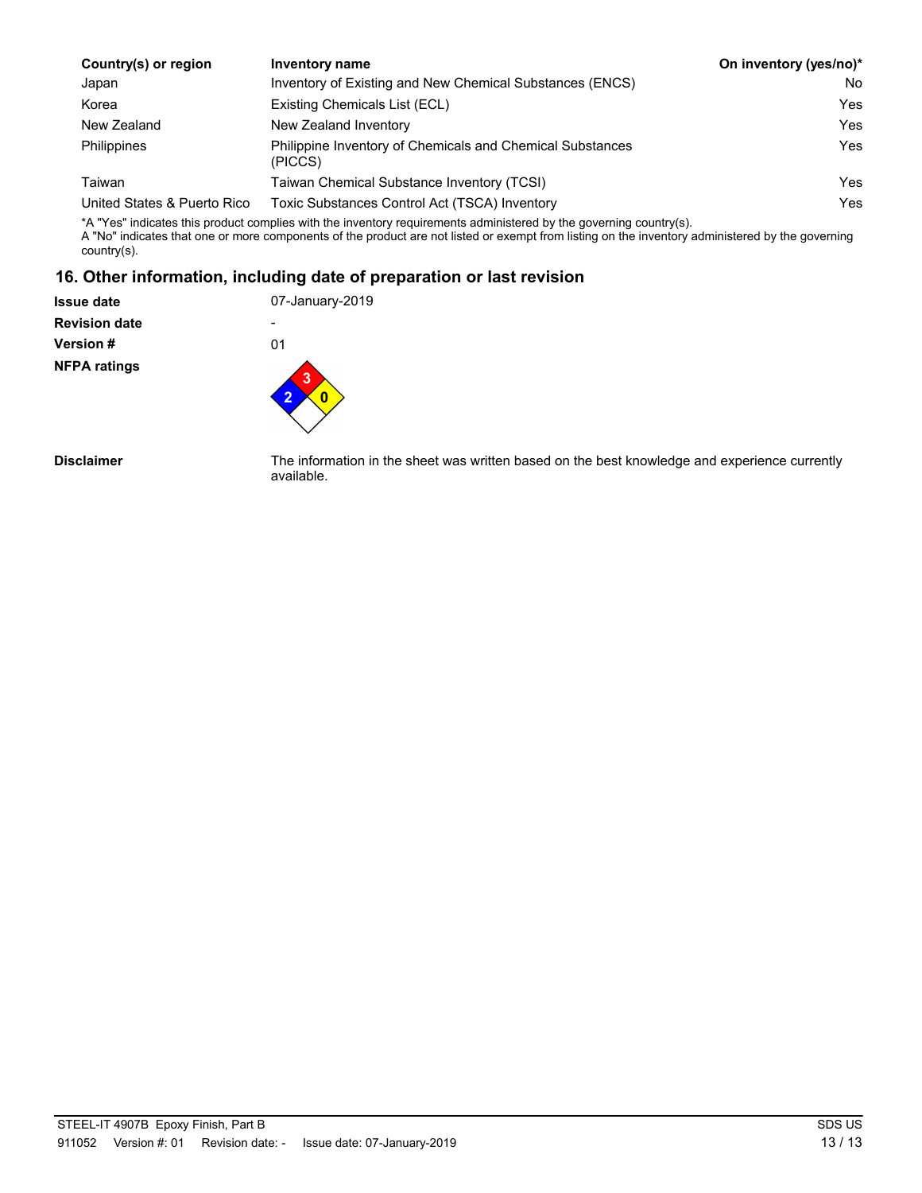| Country(s) or region | Inventory name | On inventory (yes/no)* |
| --- | --- | --- |
| Japan | Inventory of Existing and New Chemical Substances (ENCS) | No |
| Korea | Existing Chemicals List (ECL) | Yes |
| New Zealand | New Zealand Inventory | Yes |
| Philippines | Philippine Inventory of Chemicals and Chemical Substances (PICCS) | Yes |
| Taiwan | Taiwan Chemical Substance Inventory (TCSI) | Yes |
| United States & Puerto Rico | Toxic Substances Control Act (TSCA) Inventory | Yes |

*A "Yes" indicates this product complies with the inventory requirements administered by the governing country(s).
A "No" indicates that one or more components of the product are not listed or exempt from listing on the inventory administered by the governing country(s).

## 16. Other information, including date of preparation or last revision

**Issue date** 07-January-2019

**Revision date** -

**Version #** 01

**NFPA ratings**

3
2 0

**Disclaimer** The information in the sheet was written based on the best knowledge and experience currently available.